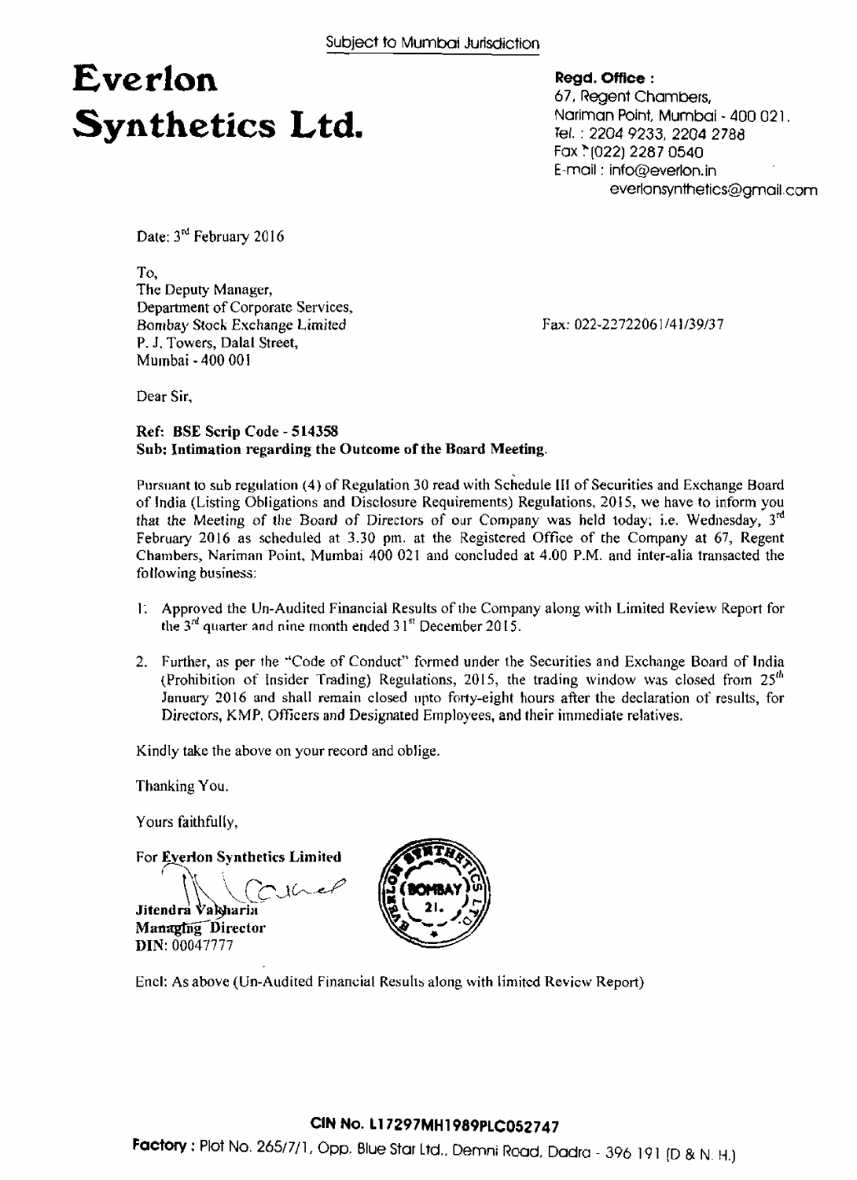Subject to Mumbai Jurisdiction

# Everlon Synthetics Ltd.

**Regd. Office :**
67, Regent Chambers,
Nariman Point, Mumbai - 400 021.
Tel. : 2204 9233, 2204 2788
Fax : (022) 2287 0540
E-mail : info@everlon.in
everlonsynthetics@gmail.com

Date: 3rd February 2016

To,
The Deputy Manager,
Department of Corporate Services,
Bombay Stock Exchange Limited
P. J. Towers, Dalal Street,
Mumbai - 400 001

Fax: 022-22722061/41/39/37

Dear Sir,

**Ref: BSE Scrip Code - 514358**
**Sub: Intimation regarding the Outcome of the Board Meeting.**

Pursuant to sub regulation (4) of Regulation 30 read with Schedule III of Securities and Exchange Board of India (Listing Obligations and Disclosure Requirements) Regulations, 2015, we have to inform you that the Meeting of the Board of Directors of our Company was held today; i.e. Wednesday, 3rd February 2016 as scheduled at 3.30 pm. at the Registered Office of the Company at 67, Regent Chambers, Nariman Point, Mumbai 400 021 and concluded at 4.00 P.M. and inter-alia transacted the following business:

1. Approved the Un-Audited Financial Results of the Company along with Limited Review Report for the 3rd quarter and nine month ended 31st December 2015.
2. Further, as per the "Code of Conduct" formed under the Securities and Exchange Board of India (Prohibition of Insider Trading) Regulations, 2015, the trading window was closed from 25th January 2016 and shall remain closed upto forty-eight hours after the declaration of results, for Directors, KMP, Officers and Designated Employees, and their immediate relatives.

Kindly take the above on your record and oblige.

Thanking You.

Yours faithfully,

For Everlon Synthetics Limited

**Jitendra Vakharia**
**Managing Director**
**DIN**: 00047777

Encl: As above (Un-Audited Financial Results along with limited Review Report)

**CIN No. L17297MH1989PLC052747**

**Factory** : Plot No. 265/7/1, Opp. Blue Star Ltd., Demni Road, Dadra - 396 191 (D & N. H.)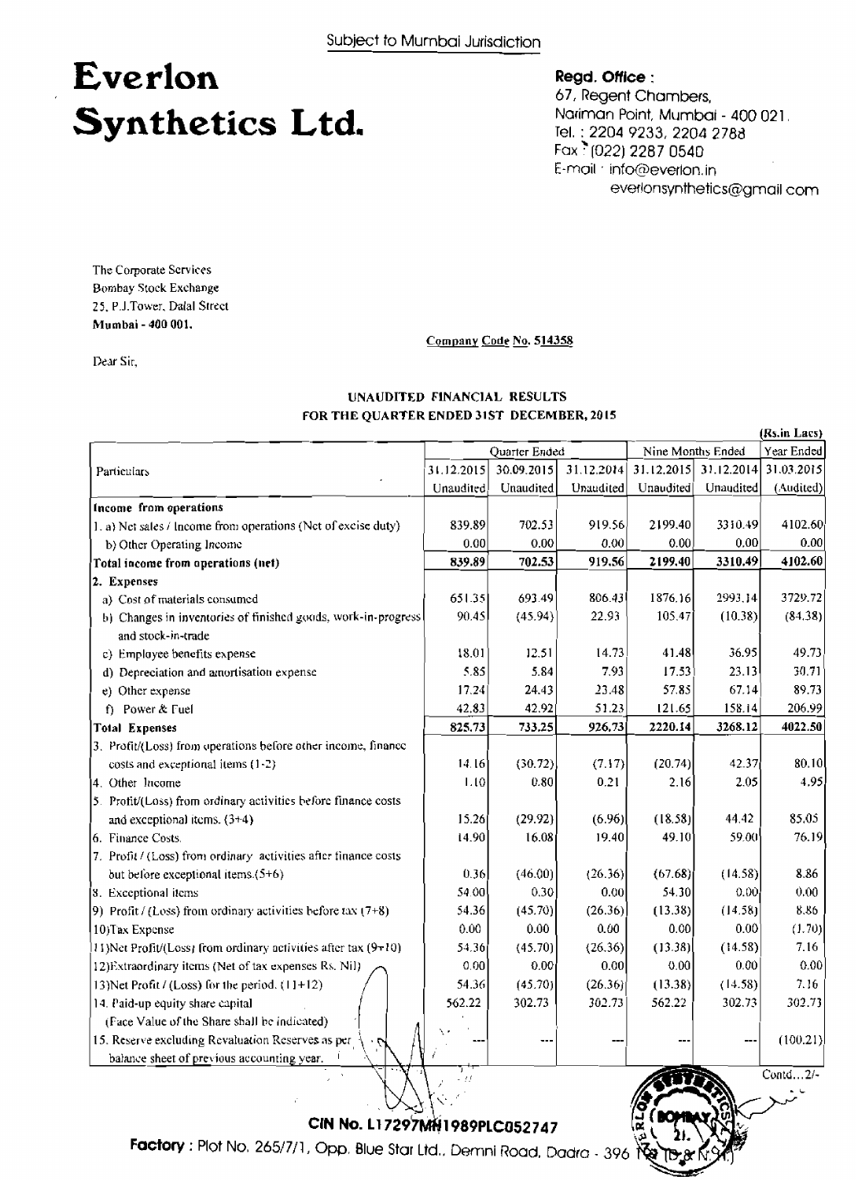Subject to Mumbai Jurisdiction

# Everlon Synthetics Ltd.

**Regd. Office :**
67, Regent Chambers,
Nariman Point, Mumbai - 400 021.
Tel. : 2204 9233, 2204 2788
Fax : (022) 2287 0540
E-mail : info@everlon.in
everlonsynthetics@gmail.com

The Corporate Services
Bombay Stock Exchange
25, P.J.Tower, Dalal Street
**Mumbai - 400 001.**

**Company Code No. 514358**

Dear Sir,

### UNAUDITED FINANCIAL RESULTS FOR THE QUARTER ENDED 31ST DECEMBER, 2015

(Rs.in Lacs)

| Particulars | Quarter Ended | | | Nine Months Ended | | Year Ended |
|---|---|---|---|---|---|---|
| | 31.12.2015 | 30.09.2015 | 31.12.2014 | 31.12.2015 | 31.12.2014 | 31.03.2015 |
| | Unaudited | Unaudited | Unaudited | Unaudited | Unaudited | (Audited) |
| **Income from operations** | | | | | | |
| 1. a) Net sales / Income from operations (Net of excise duty) | 839.89 | 702.53 | 919.56 | 2199.40 | 3310.49 | 4102.60 |
| b) Other Operating Income | 0.00 | 0.00 | 0.00 | 0.00 | 0.00 | 0.00 |
| **Total income from operations (net)** | **839.89** | **702.53** | **919.56** | **2199.40** | **3310.49** | **4102.60** |
| **2. Expenses** | | | | | | |
| a) Cost of materials consumed | 651.35 | 693.49 | 806.43 | 1876.16 | 2993.14 | 3729.72 |
| b) Changes in inventories of finished goods, work-in-progress and stock-in-trade | 90.45 | (45.94) | 22.93 | 105.47 | (10.38) | (84.38) |
| c) Employee benefits expense | 18.01 | 12.51 | 14.73 | 41.48 | 36.95 | 49.73 |
| d) Depreciation and amortisation expense | 5.85 | 5.84 | 7.93 | 17.53 | 23.13 | 30.71 |
| e) Other expense | 17.24 | 24.43 | 23.48 | 57.85 | 67.14 | 89.73 |
| f) Power & Fuel | 42.83 | 42.92 | 51.23 | 121.65 | 158.14 | 206.99 |
| **Total Expenses** | **825.73** | **733.25** | **926.73** | **2220.14** | **3268.12** | **4022.50** |
| 3. Profit/(Loss) from operations before other income, finance costs and exceptional items (1-2) | 14.16 | (30.72) | (7.17) | (20.74) | 42.37 | 80.10 |
| 4. Other Income | 1.10 | 0.80 | 0.21 | 2.16 | 2.05 | 4.95 |
| 5. Profit/(Loss) from ordinary activities before finance costs and exceptional items. (3+4) | 15.26 | (29.92) | (6.96) | (18.58) | 44.42 | 85.05 |
| 6. Finance Costs. | 14.90 | 16.08 | 19.40 | 49.10 | 59.00 | 76.19 |
| 7. Profit / (Loss) from ordinary activities after finance costs but before exceptional items.(5+6) | 0.36 | (46.00) | (26.36) | (67.68) | (14.58) | 8.86 |
| 8. Exceptional items | 54.00 | 0.30 | 0.00 | 54.30 | 0.00 | 0.00 |
| 9) Profit / (Loss) from ordinary activities before tax (7+8) | 54.36 | (45.70) | (26.36) | (13.38) | (14.58) | 8.86 |
| 10)Tax Expense | 0.00 | 0.00 | 0.00 | 0.00 | 0.00 | (1.70) |
| 11)Net Profit/(Loss) from ordinary activities after tax (9+10) | 54.36 | (45.70) | (26.36) | (13.38) | (14.58) | 7.16 |
| 12)Extraordinary items (Net of tax expenses Rs. Nil) | 0.00 | 0.00 | 0.00 | 0.00 | 0.00 | 0.00 |
| 13)Net Profit / (Loss) for the period. (11+12) | 54.36 | (45.70) | (26.36) | (13.38) | (14.58) | 7.16 |
| 14. Paid-up equity share capital (Face Value of the Share shall be indicated) | 562.22 | 302.73 | 302.73 | 562.22 | 302.73 | 302.73 |
| 15. Reserve excluding Revaluation Reserves as per balance sheet of previous accounting year. | --- | --- | --- | --- | --- | (100.21) |

Contd...2/-

**CIN No. L17297MH1989PLC052747**

**Factory :** Plot No. 265/7/1, Opp. Blue Star Ltd., Demni Road, Dadra - 396 193 (D.& N.H.)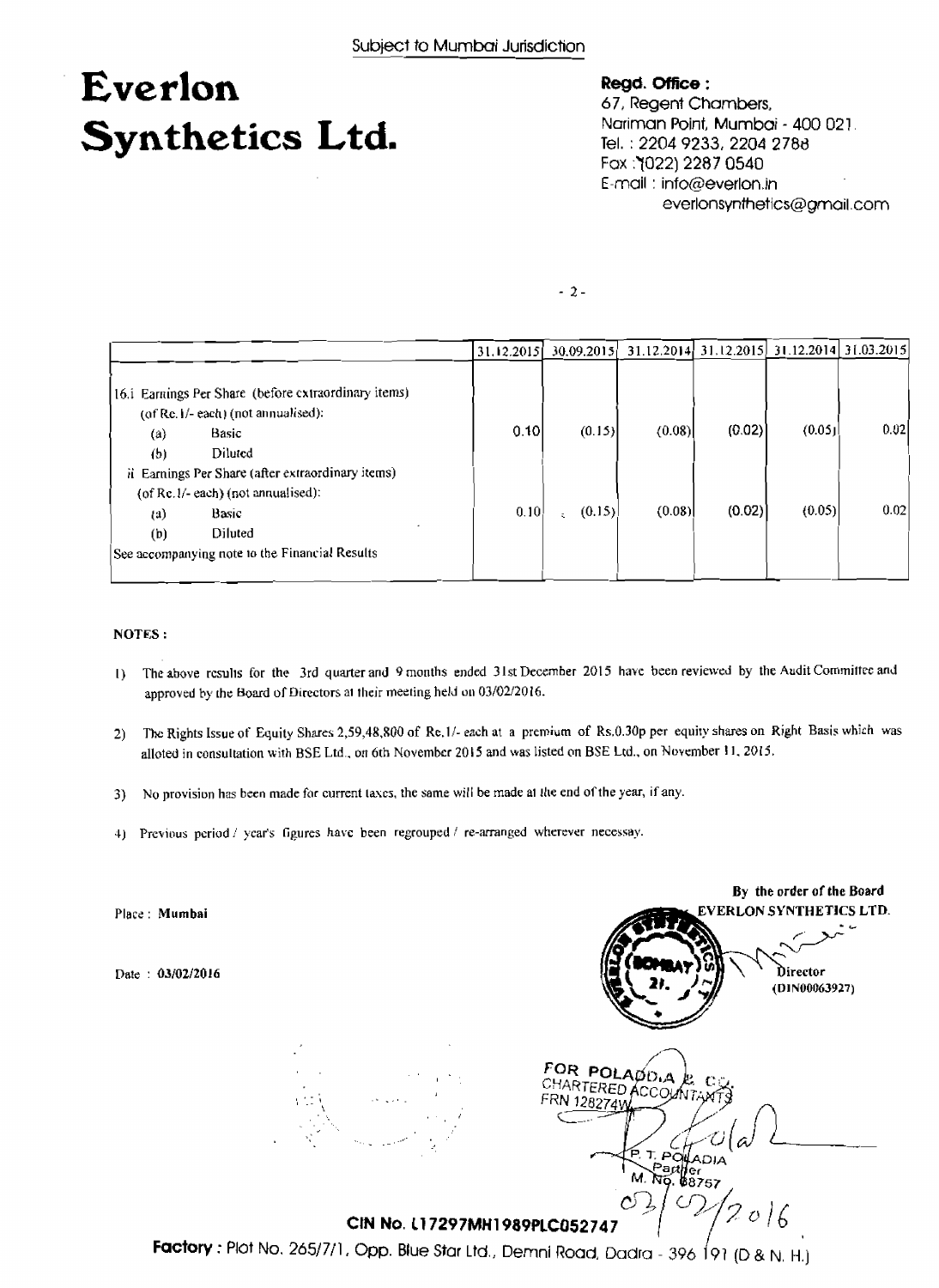Subject to Mumbai Jurisdiction

# Everlon Synthetics Ltd.

**Regd. Office :**
67, Regent Chambers,
Nariman Point, Mumbai - 400 021.
Tel. : 2204 9233, 2204 2788
Fax : (022) 2287 0540
E-mail : info@everlon.in
everlonsynthetics@gmail.com

| | 31.12.2015 | 30.09.2015 | 31.12.2014 | 31.12.2015 | 31.12.2014 | 31.03.2015 |
|---|---|---|---|---|---|---|
| 16.i Earnings Per Share (before extraordinary items) (of Re.1/- each) (not annualised): | | | | | | |
| (a) Basic | 0.10 | (0.15) | (0.08) | (0.02) | (0.05) | 0.02 |
| (b) Diluted | | | | | | |
| ii Earnings Per Share (after extraordinary items) (of Re.1/- each) (not annualised): | | | | | | |
| (a) Basic | 0.10 | (0.15) | (0.08) | (0.02) | (0.05) | 0.02 |
| (b) Diluted | | | | | | |
| See accompanying note to the Financial Results | | | | | | |

**NOTES :**

1) The above results for the 3rd quarter and 9 months ended 31st December 2015 have been reviewed by the Audit Committee and approved by the Board of Directors at their meeting held on 03/02/2016.

2) The Rights Issue of Equity Shares 2,59,48,800 of Re.1/- each at a premium of Rs.0.30p per equity shares on Right Basis which was alloted in consultation with BSE Ltd., on 6th November 2015 and was listed on BSE Ltd., on November 11, 2015.

3) No provision has been made for current taxes, the same will be made at the end of the year, if any.

4) Previous period / year's figures have been regrouped / re-arranged wherever necessay.

Place : **Mumbai**

Date : **03/02/2016**

By the order of the Board
EVERLON SYNTHETICS LTD.

Director
(DIN00063927)

FOR POLADIA & CO.
CHARTERED ACCOUNTANTS
FRN 128274W

P. T. POLADIA
Partner
M. No. 038757
03/02/2016

**CIN No. L17297MH1989PLC052747**

**Factory :** Plot No. 265/7/1, Opp. Blue Star Ltd., Demni Road, Dadra - 396 191 (D & N. H.)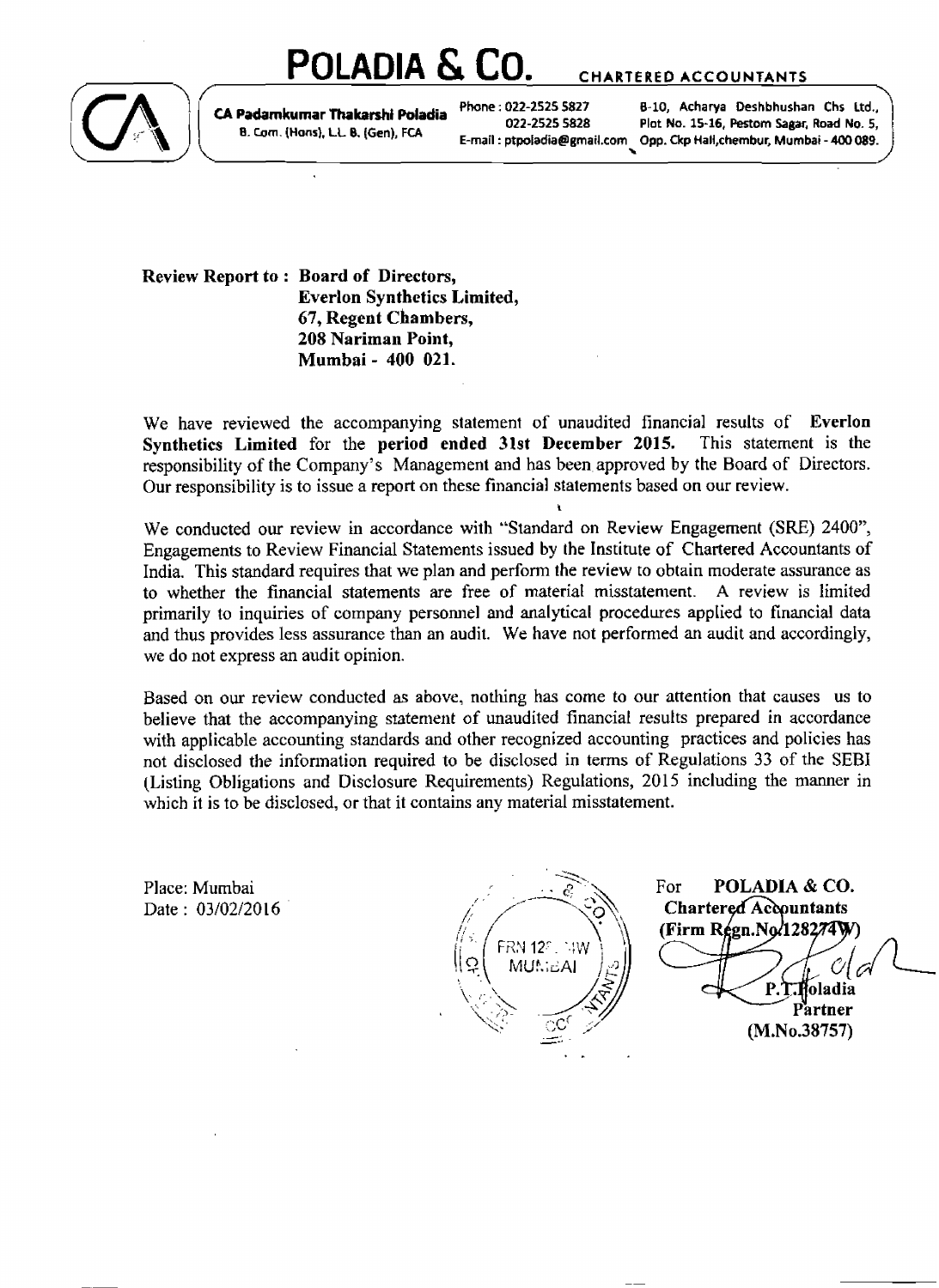# POLADIA & CO. CHARTERED ACCOUNTANTS

**CA Padamkumar Thakarshi Poladia**
B. Com. (Hons), LL. B. (Gen), FCA

Phone : 022-2525 5827
022-2525 5828
E-mail : ptpoladia@gmail.com

B-10, Acharya Deshbhushan Chs Ltd.,
Plot No. 15-16, Pestom Sagar, Road No. 5,
Opp. Ckp Hall,chembur, Mumbai - 400 089.

**Review Report to : Board of Directors,**
**Everlon Synthetics Limited,**
**67, Regent Chambers,**
**208 Nariman Point,**
**Mumbai - 400 021.**

We have reviewed the accompanying statement of unaudited financial results of **Everlon Synthetics Limited** for the **period ended 31st December 2015.** This statement is the responsibility of the Company's Management and has been approved by the Board of Directors. Our responsibility is to issue a report on these financial statements based on our review.

We conducted our review in accordance with "Standard on Review Engagement (SRE) 2400", Engagements to Review Financial Statements issued by the Institute of Chartered Accountants of India. This standard requires that we plan and perform the review to obtain moderate assurance as to whether the financial statements are free of material misstatement. A review is limited primarily to inquiries of company personnel and analytical procedures applied to financial data and thus provides less assurance than an audit. We have not performed an audit and accordingly, we do not express an audit opinion.

Based on our review conducted as above, nothing has come to our attention that causes us to believe that the accompanying statement of unaudited financial results prepared in accordance with applicable accounting standards and other recognized accounting practices and policies has not disclosed the information required to be disclosed in terms of Regulations 33 of the SEBI (Listing Obligations and Disclosure Requirements) Regulations, 2015 including the manner in which it is to be disclosed, or that it contains any material misstatement.

Place: Mumbai
Date : 03/02/2016

For **POLADIA & CO.**
**Chartered Accountants**
**(Firm Regn.No.128274W)**

**P.T.Poladia**
**Partner**
**(M.No.38757)**